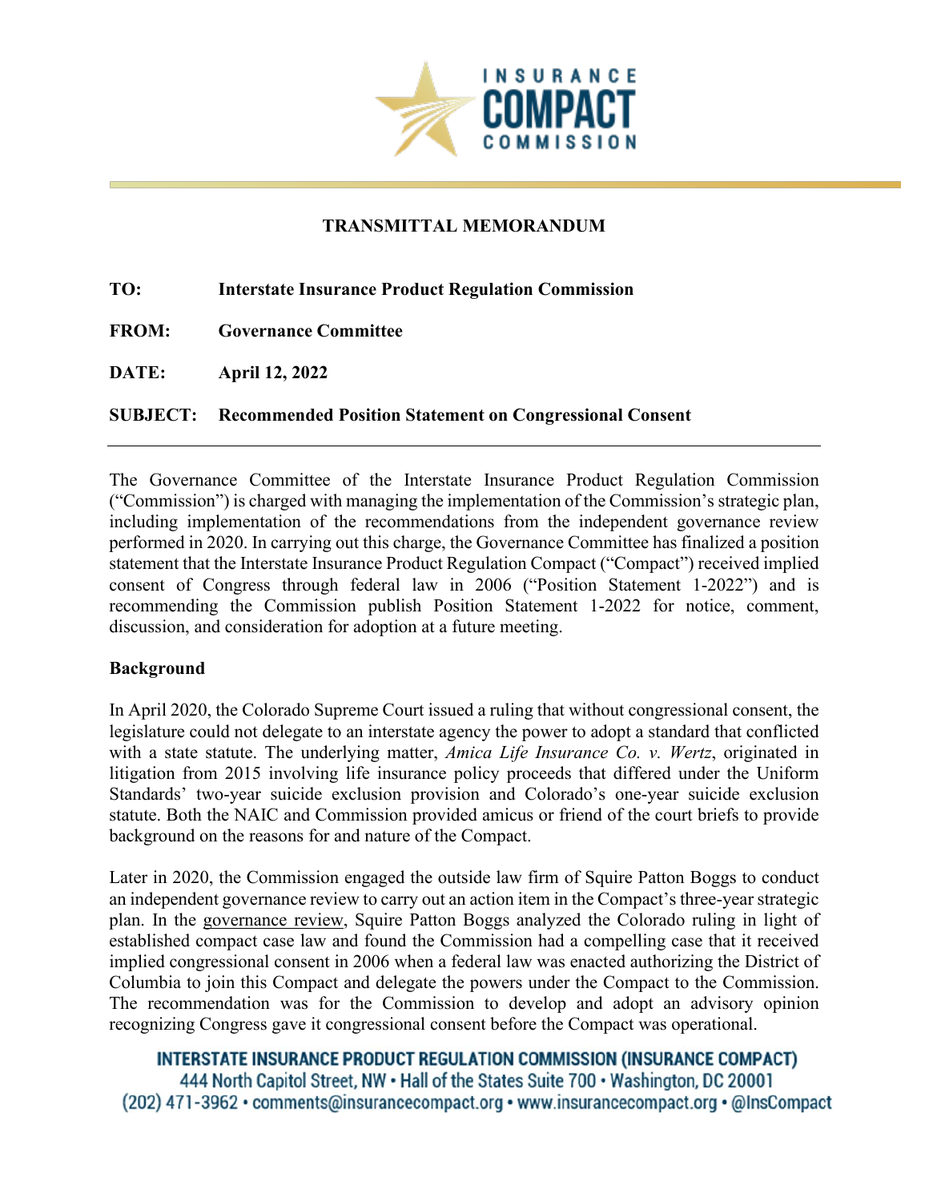# TRANSMITTAL MEMORANDUM

**TO:** **Interstate Insurance Product Regulation Commission**

**FROM:** **Governance Committee**

**DATE:** **April 12, 2022**

**SUBJECT:** **Recommended Position Statement on Congressional Consent**

---

The Governance Committee of the Interstate Insurance Product Regulation Commission ("Commission") is charged with managing the implementation of the Commission's strategic plan, including implementation of the recommendations from the independent governance review performed in 2020. In carrying out this charge, the Governance Committee has finalized a position statement that the Interstate Insurance Product Regulation Compact ("Compact") received implied consent of Congress through federal law in 2006 ("Position Statement 1-2022") and is recommending the Commission publish Position Statement 1-2022 for notice, comment, discussion, and consideration for adoption at a future meeting.

**Background**

In April 2020, the Colorado Supreme Court issued a ruling that without congressional consent, the legislature could not delegate to an interstate agency the power to adopt a standard that conflicted with a state statute. The underlying matter, *Amica Life Insurance Co. v. Wertz*, originated in litigation from 2015 involving life insurance policy proceeds that differed under the Uniform Standards' two-year suicide exclusion provision and Colorado's one-year suicide exclusion statute. Both the NAIC and Commission provided amicus or friend of the court briefs to provide background on the reasons for and nature of the Compact.

Later in 2020, the Commission engaged the outside law firm of Squire Patton Boggs to conduct an independent governance review to carry out an action item in the Compact's three-year strategic plan. In the governance review, Squire Patton Boggs analyzed the Colorado ruling in light of established compact case law and found the Commission had a compelling case that it received implied congressional consent in 2006 when a federal law was enacted authorizing the District of Columbia to join this Compact and delegate the powers under the Compact to the Commission. The recommendation was for the Commission to develop and adopt an advisory opinion recognizing Congress gave it congressional consent before the Compact was operational.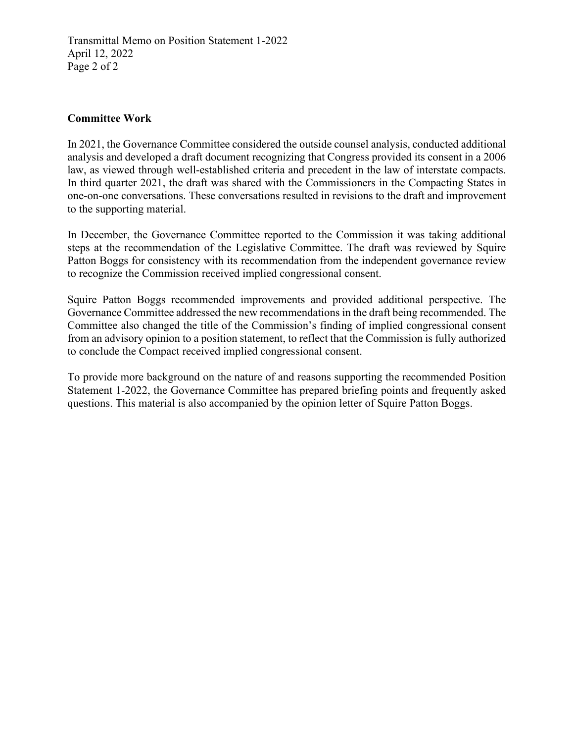## Committee Work

In 2021, the Governance Committee considered the outside counsel analysis, conducted additional analysis and developed a draft document recognizing that Congress provided its consent in a 2006 law, as viewed through well-established criteria and precedent in the law of interstate compacts. In third quarter 2021, the draft was shared with the Commissioners in the Compacting States in one-on-one conversations. These conversations resulted in revisions to the draft and improvement to the supporting material.

In December, the Governance Committee reported to the Commission it was taking additional steps at the recommendation of the Legislative Committee. The draft was reviewed by Squire Patton Boggs for consistency with its recommendation from the independent governance review to recognize the Commission received implied congressional consent.

Squire Patton Boggs recommended improvements and provided additional perspective. The Governance Committee addressed the new recommendations in the draft being recommended. The Committee also changed the title of the Commission's finding of implied congressional consent from an advisory opinion to a position statement, to reflect that the Commission is fully authorized to conclude the Compact received implied congressional consent.

To provide more background on the nature of and reasons supporting the recommended Position Statement 1-2022, the Governance Committee has prepared briefing points and frequently asked questions. This material is also accompanied by the opinion letter of Squire Patton Boggs.